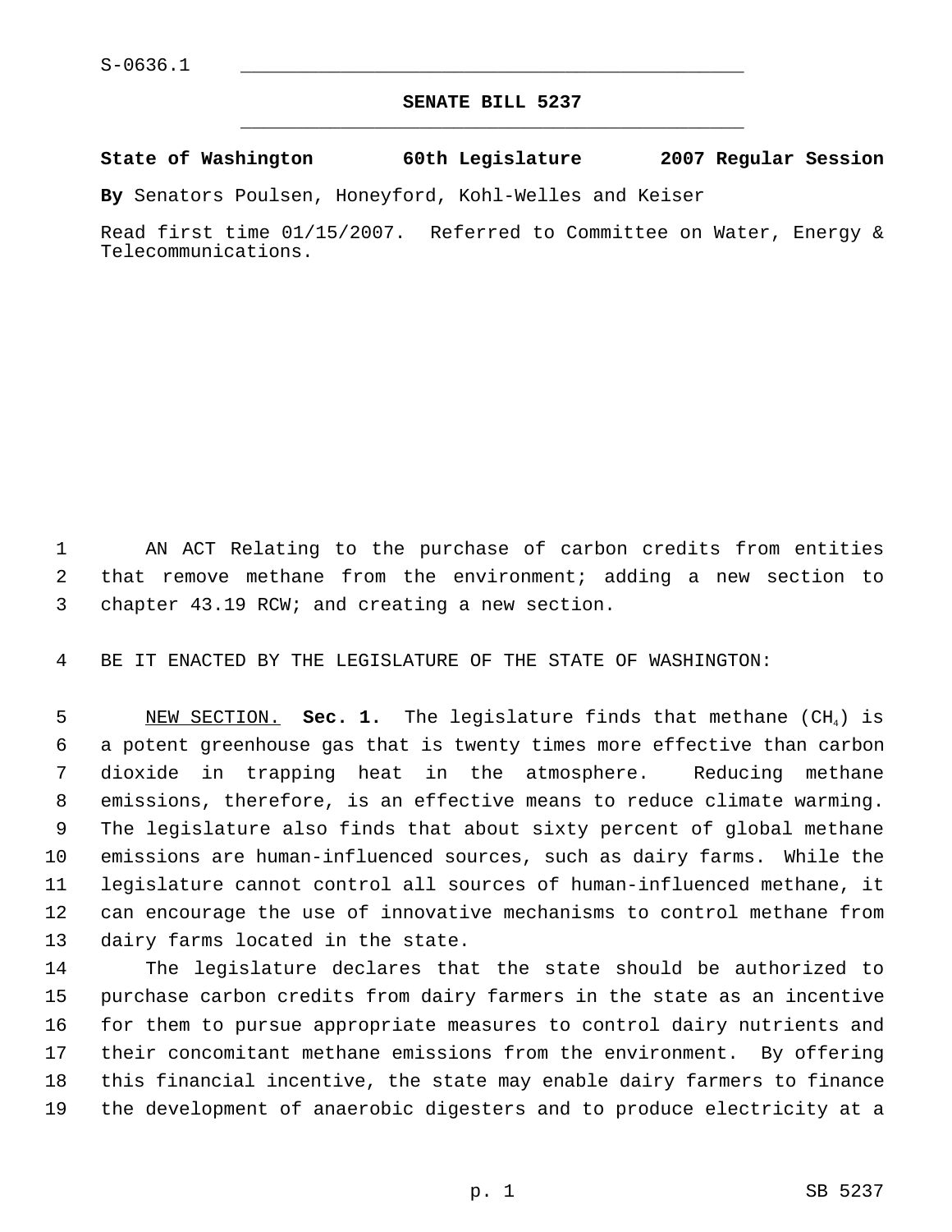S-0636.1

# SENATE BILL 5237

**State of Washington 60th Legislature 2007 Regular Session**

**By** Senators Poulsen, Honeyford, Kohl-Welles and Keiser

Read first time 01/15/2007. Referred to Committee on Water, Energy & Telecommunications.

AN ACT Relating to the purchase of carbon credits from entities that remove methane from the environment; adding a new section to chapter 43.19 RCW; and creating a new section.

BE IT ENACTED BY THE LEGISLATURE OF THE STATE OF WASHINGTON:

NEW SECTION. **Sec. 1.** The legislature finds that methane ($CH_4$) is a potent greenhouse gas that is twenty times more effective than carbon dioxide in trapping heat in the atmosphere. Reducing methane emissions, therefore, is an effective means to reduce climate warming. The legislature also finds that about sixty percent of global methane emissions are human-influenced sources, such as dairy farms. While the legislature cannot control all sources of human-influenced methane, it can encourage the use of innovative mechanisms to control methane from dairy farms located in the state.

The legislature declares that the state should be authorized to purchase carbon credits from dairy farmers in the state as an incentive for them to pursue appropriate measures to control dairy nutrients and their concomitant methane emissions from the environment. By offering this financial incentive, the state may enable dairy farmers to finance the development of anaerobic digesters and to produce electricity at a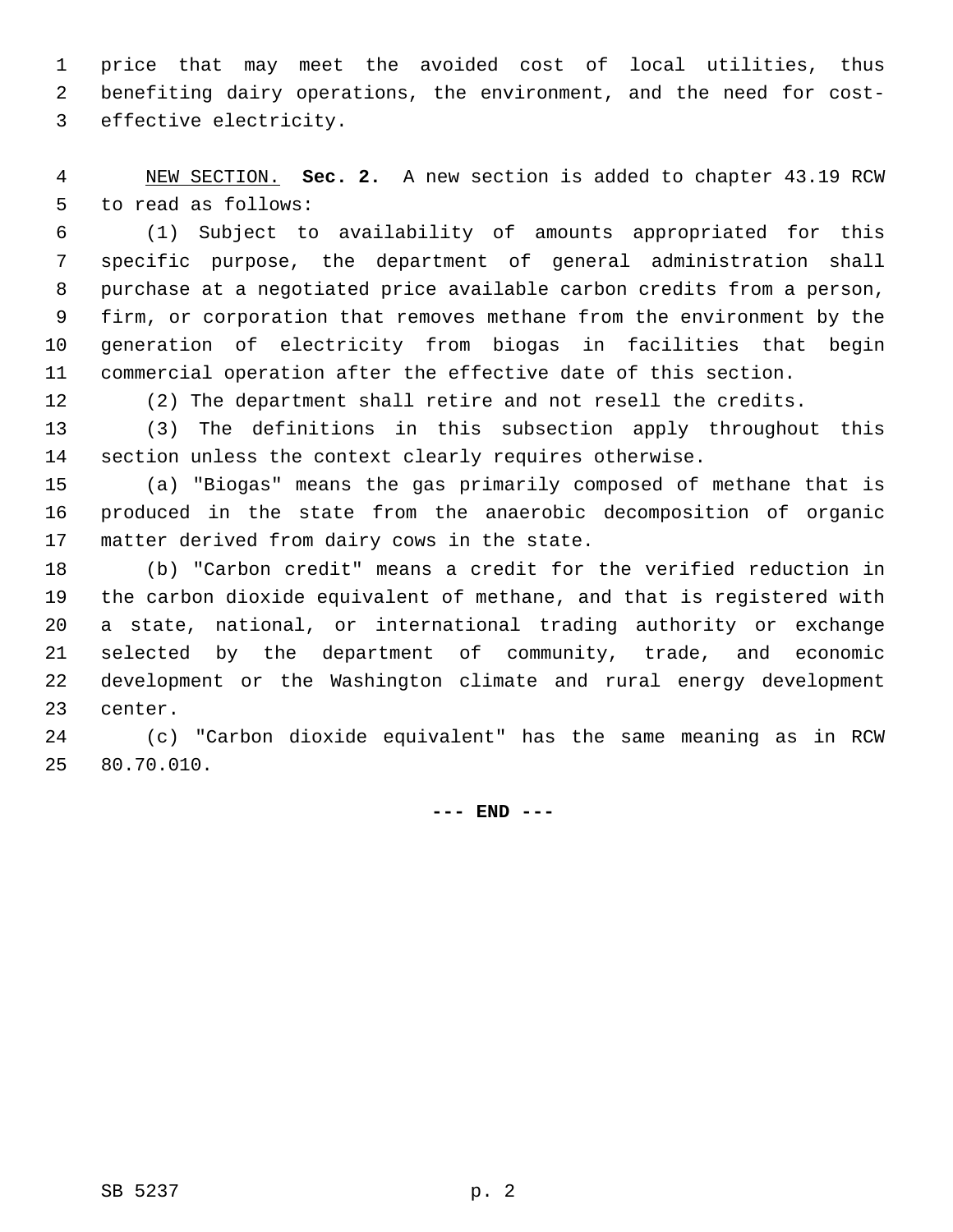price that may meet the avoided cost of local utilities, thus benefiting dairy operations, the environment, and the need for cost-effective electricity.

NEW SECTION. **Sec. 2.** A new section is added to chapter 43.19 RCW to read as follows:

(1) Subject to availability of amounts appropriated for this specific purpose, the department of general administration shall purchase at a negotiated price available carbon credits from a person, firm, or corporation that removes methane from the environment by the generation of electricity from biogas in facilities that begin commercial operation after the effective date of this section.

(2) The department shall retire and not resell the credits.

(3) The definitions in this subsection apply throughout this section unless the context clearly requires otherwise.

(a) "Biogas" means the gas primarily composed of methane that is produced in the state from the anaerobic decomposition of organic matter derived from dairy cows in the state.

(b) "Carbon credit" means a credit for the verified reduction in the carbon dioxide equivalent of methane, and that is registered with a state, national, or international trading authority or exchange selected by the department of community, trade, and economic development or the Washington climate and rural energy development center.

(c) "Carbon dioxide equivalent" has the same meaning as in RCW 80.70.010.

**--- END ---**